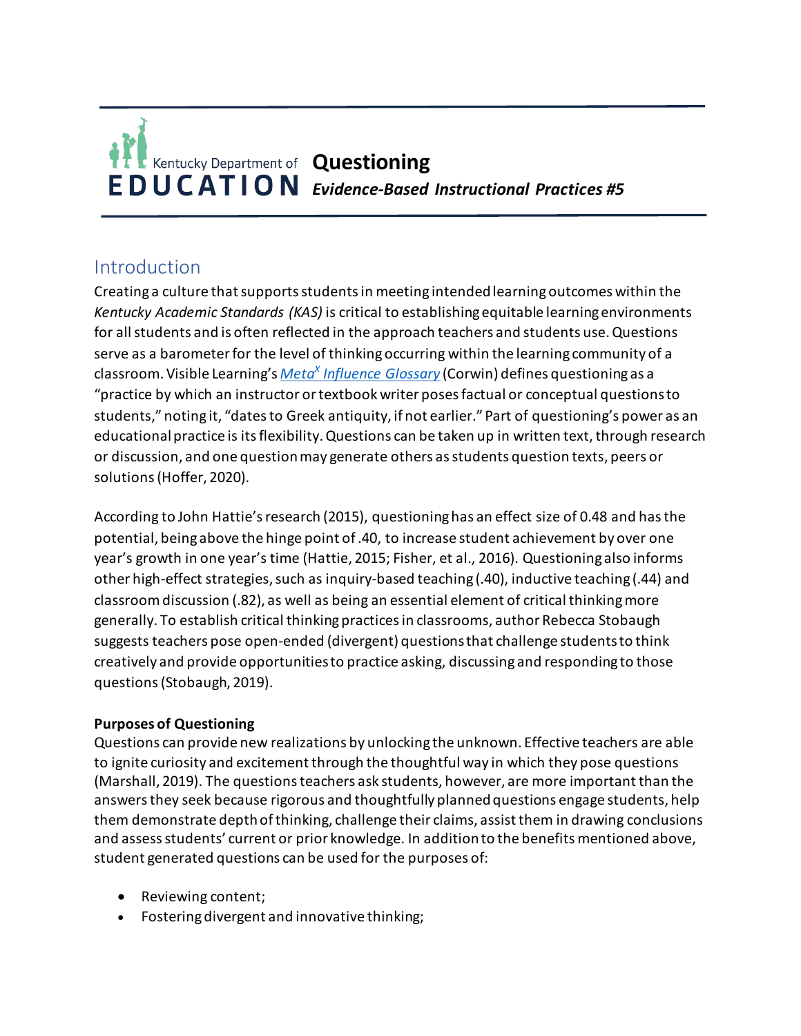Kentucky Department of EDUCATION

# Questioning

***Evidence-Based Instructional Practices #5***

## Introduction

Creating a culture that supports students in meeting intended learning outcomes within the *Kentucky Academic Standards (KAS)* is critical to establishing equitable learning environments for all students and is often reflected in the approach teachers and students use. Questions serve as a barometer for the level of thinking occurring within the learning community of a classroom. Visible Learning's *Meta[X] Influence Glossary* (Corwin) defines questioning as a "practice by which an instructor or textbook writer poses factual or conceptual questions to students," noting it, "dates to Greek antiquity, if not earlier." Part of questioning's power as an educational practice is its flexibility. Questions can be taken up in written text, through research or discussion, and one question may generate others as students question texts, peers or solutions (Hoffer, 2020).

According to John Hattie's research (2015), questioning has an effect size of 0.48 and has the potential, being above the hinge point of .40, to increase student achievement by over one year's growth in one year's time (Hattie, 2015; Fisher, et al., 2016). Questioning also informs other high-effect strategies, such as inquiry-based teaching (.40), inductive teaching (.44) and classroom discussion (.82), as well as being an essential element of critical thinking more generally. To establish critical thinking practices in classrooms, author Rebecca Stobaugh suggests teachers pose open-ended (divergent) questions that challenge students to think creatively and provide opportunities to practice asking, discussing and responding to those questions (Stobaugh, 2019).

**Purposes of Questioning**

Questions can provide new realizations by unlocking the unknown. Effective teachers are able to ignite curiosity and excitement through the thoughtful way in which they pose questions (Marshall, 2019). The questions teachers ask students, however, are more important than the answers they seek because rigorous and thoughtfully planned questions engage students, help them demonstrate depth of thinking, challenge their claims, assist them in drawing conclusions and assess students' current or prior knowledge. In addition to the benefits mentioned above, student generated questions can be used for the purposes of:

- Reviewing content;
- Fostering divergent and innovative thinking;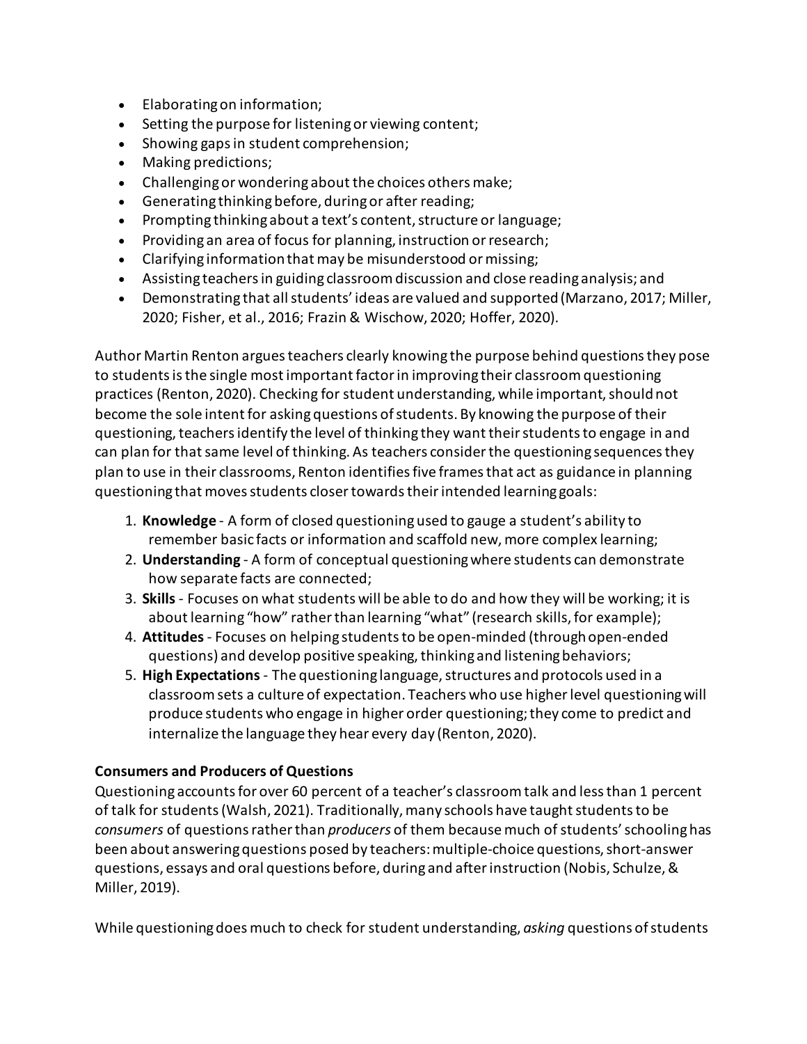- Elaborating on information;
- Setting the purpose for listening or viewing content;
- Showing gaps in student comprehension;
- Making predictions;
- Challenging or wondering about the choices others make;
- Generating thinking before, during or after reading;
- Prompting thinking about a text's content, structure or language;
- Providing an area of focus for planning, instruction or research;
- Clarifying information that may be misunderstood or missing;
- Assisting teachers in guiding classroom discussion and close reading analysis; and
- Demonstrating that all students' ideas are valued and supported (Marzano, 2017; Miller, 2020; Fisher, et al., 2016; Frazin & Wischow, 2020; Hoffer, 2020).

Author Martin Renton argues teachers clearly knowing the purpose behind questions they pose to students is the single most important factor in improving their classroom questioning practices (Renton, 2020). Checking for student understanding, while important, should not become the sole intent for asking questions of students. By knowing the purpose of their questioning, teachers identify the level of thinking they want their students to engage in and can plan for that same level of thinking. As teachers consider the questioning sequences they plan to use in their classrooms, Renton identifies five frames that act as guidance in planning questioning that moves students closer towards their intended learning goals:

1. **Knowledge** - A form of closed questioning used to gauge a student's ability to remember basic facts or information and scaffold new, more complex learning;
2. **Understanding** - A form of conceptual questioning where students can demonstrate how separate facts are connected;
3. **Skills** - Focuses on what students will be able to do and how they will be working; it is about learning "how" rather than learning "what" (research skills, for example);
4. **Attitudes** - Focuses on helping students to be open-minded (through open-ended questions) and develop positive speaking, thinking and listening behaviors;
5. **High Expectations** - The questioning language, structures and protocols used in a classroom sets a culture of expectation. Teachers who use higher level questioning will produce students who engage in higher order questioning; they come to predict and internalize the language they hear every day (Renton, 2020).

**Consumers and Producers of Questions**

Questioning accounts for over 60 percent of a teacher's classroom talk and less than 1 percent of talk for students (Walsh, 2021). Traditionally, many schools have taught students to be *consumers* of questions rather than *producers* of them because much of students' schooling has been about answering questions posed by teachers: multiple-choice questions, short-answer questions, essays and oral questions before, during and after instruction (Nobis, Schulze, & Miller, 2019).

While questioning does much to check for student understanding, *asking* questions of students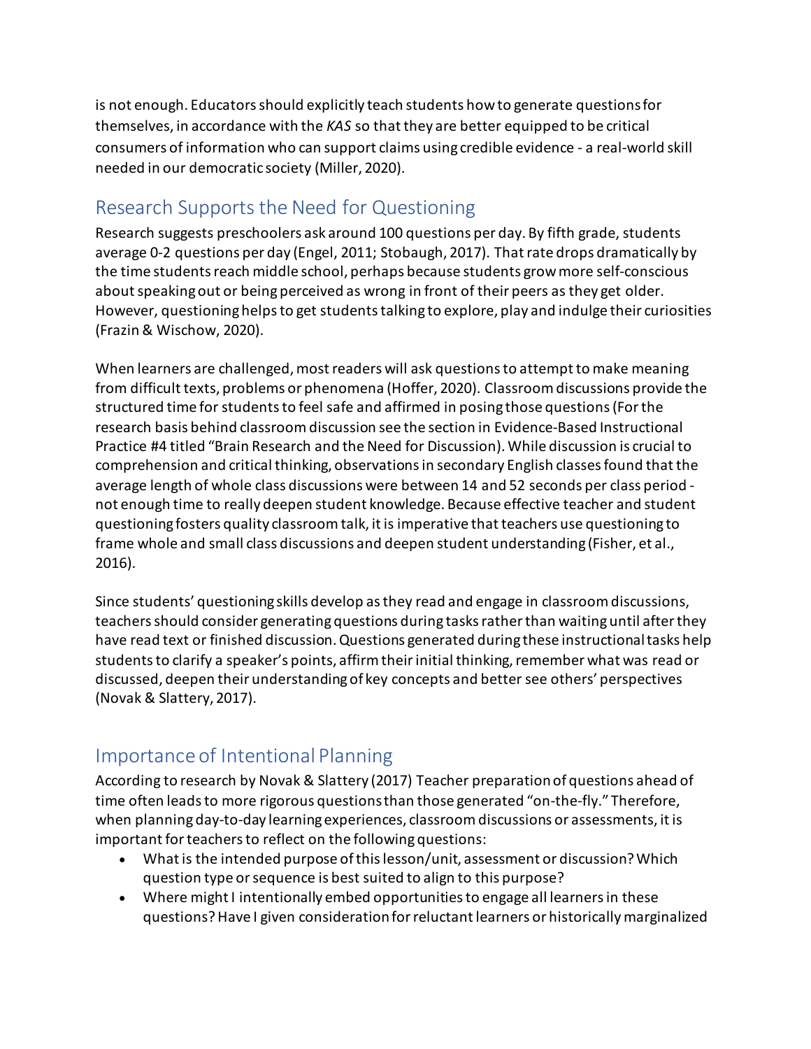is not enough. Educators should explicitly teach students how to generate questions for themselves, in accordance with the *KAS* so that they are better equipped to be critical consumers of information who can support claims using credible evidence - a real-world skill needed in our democratic society (Miller, 2020).

## Research Supports the Need for Questioning

Research suggests preschoolers ask around 100 questions per day. By fifth grade, students average 0-2 questions per day (Engel, 2011; Stobaugh, 2017). That rate drops dramatically by the time students reach middle school, perhaps because students grow more self-conscious about speaking out or being perceived as wrong in front of their peers as they get older. However, questioning helps to get students talking to explore, play and indulge their curiosities (Frazin & Wischow, 2020).

When learners are challenged, most readers will ask questions to attempt to make meaning from difficult texts, problems or phenomena (Hoffer, 2020). Classroom discussions provide the structured time for students to feel safe and affirmed in posing those questions (For the research basis behind classroom discussion see the section in Evidence-Based Instructional Practice #4 titled "Brain Research and the Need for Discussion). While discussion is crucial to comprehension and critical thinking, observations in secondary English classes found that the average length of whole class discussions were between 14 and 52 seconds per class period - not enough time to really deepen student knowledge. Because effective teacher and student questioning fosters quality classroom talk, it is imperative that teachers use questioning to frame whole and small class discussions and deepen student understanding (Fisher, et al., 2016).

Since students' questioning skills develop as they read and engage in classroom discussions, teachers should consider generating questions during tasks rather than waiting until after they have read text or finished discussion. Questions generated during these instructional tasks help students to clarify a speaker's points, affirm their initial thinking, remember what was read or discussed, deepen their understanding of key concepts and better see others' perspectives (Novak & Slattery, 2017).

## Importance of Intentional Planning

According to research by Novak & Slattery (2017) Teacher preparation of questions ahead of time often leads to more rigorous questions than those generated "on-the-fly." Therefore, when planning day-to-day learning experiences, classroom discussions or assessments, it is important for teachers to reflect on the following questions:

- What is the intended purpose of this lesson/unit, assessment or discussion? Which question type or sequence is best suited to align to this purpose?
- Where might I intentionally embed opportunities to engage all learners in these questions? Have I given consideration for reluctant learners or historically marginalized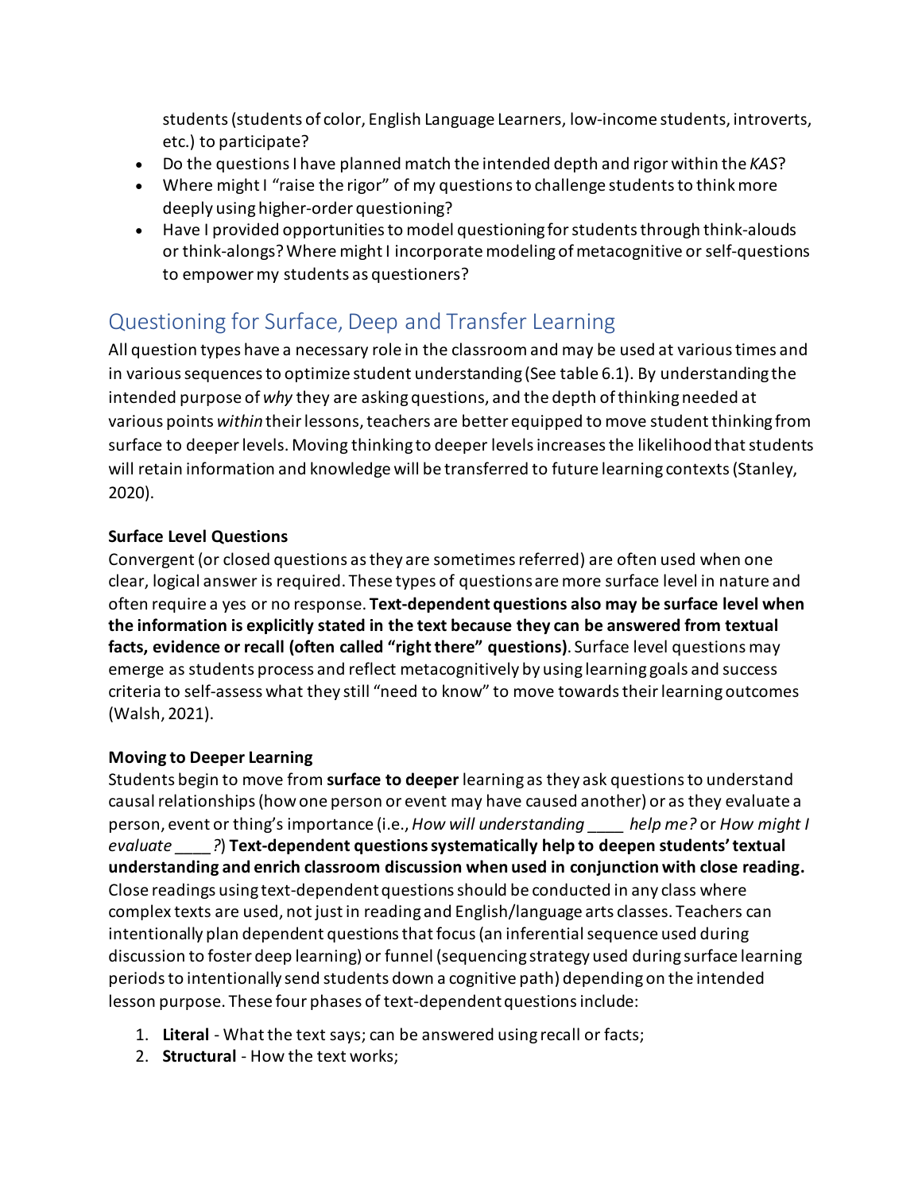students (students of color, English Language Learners, low-income students, introverts, etc.) to participate?
- Do the questions I have planned match the intended depth and rigor within the *KAS*?
- Where might I "raise the rigor" of my questions to challenge students to think more deeply using higher-order questioning?
- Have I provided opportunities to model questioning for students through think-alouds or think-alongs? Where might I incorporate modeling of metacognitive or self-questions to empower my students as questioners?

## Questioning for Surface, Deep and Transfer Learning

All question types have a necessary role in the classroom and may be used at various times and in various sequences to optimize student understanding (See table 6.1). By understanding the intended purpose of *why* they are asking questions, and the depth of thinking needed at various points *within* their lessons, teachers are better equipped to move student thinking from surface to deeper levels. Moving thinking to deeper levels increases the likelihood that students will retain information and knowledge will be transferred to future learning contexts (Stanley, 2020).

**Surface Level Questions**

Convergent (or closed questions as they are sometimes referred) are often used when one clear, logical answer is required. These types of questions are more surface level in nature and often require a yes or no response. **Text-dependent questions also may be surface level when the information is explicitly stated in the text because they can be answered from textual facts, evidence or recall (often called "right there" questions)**. Surface level questions may emerge as students process and reflect metacognitively by using learning goals and success criteria to self-assess what they still "need to know" to move towards their learning outcomes (Walsh, 2021).

**Moving to Deeper Learning**

Students begin to move from **surface to deeper** learning as they ask questions to understand causal relationships (how one person or event may have caused another) or as they evaluate a person, event or thing's importance (i.e., *How will understanding ____ help me?* or *How might I evaluate ____?*) **Text-dependent questions systematically help to deepen students' textual understanding and enrich classroom discussion when used in conjunction with close reading.** Close readings using text-dependent questions should be conducted in any class where complex texts are used, not just in reading and English/language arts classes. Teachers can intentionally plan dependent questions that focus (an inferential sequence used during discussion to foster deep learning) or funnel (sequencing strategy used during surface learning periods to intentionally send students down a cognitive path) depending on the intended lesson purpose. These four phases of text-dependent questions include:

1. **Literal** - What the text says; can be answered using recall or facts;
2. **Structural** - How the text works;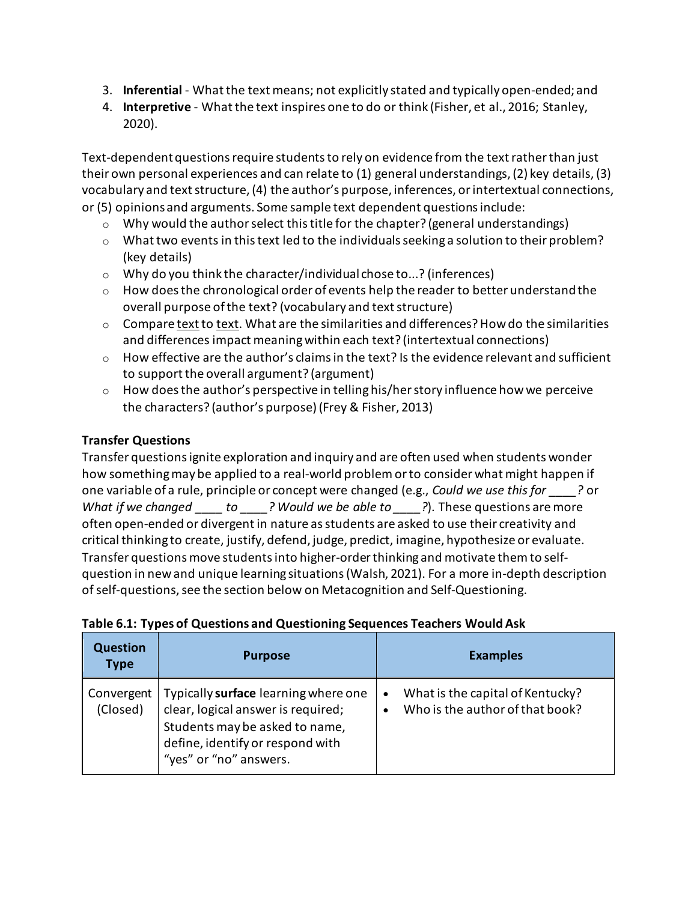3. **Inferential** - What the text means; not explicitly stated and typically open-ended; and
4. **Interpretive** - What the text inspires one to do or think (Fisher, et al., 2016; Stanley, 2020).

Text-dependent questions require students to rely on evidence from the text rather than just their own personal experiences and can relate to (1) general understandings, (2) key details, (3) vocabulary and text structure, (4) the author's purpose, inferences, or intertextual connections, or (5) opinions and arguments. Some sample text dependent questions include:

- Why would the author select this title for the chapter? (general understandings)
- What two events in this text led to the individuals seeking a solution to their problem? (key details)
- Why do you think the character/individual chose to...? (inferences)
- How does the chronological order of events help the reader to better understand the overall purpose of the text? (vocabulary and text structure)
- Compare <u>text</u> to <u>text</u>. What are the similarities and differences? How do the similarities and differences impact meaning within each text? (intertextual connections)
- How effective are the author's claims in the text? Is the evidence relevant and sufficient to support the overall argument? (argument)
- How does the author's perspective in telling his/her story influence how we perceive the characters? (author's purpose) (Frey & Fisher, 2013)

### Transfer Questions

Transfer questions ignite exploration and inquiry and are often used when students wonder how something may be applied to a real-world problem or to consider what might happen if one variable of a rule, principle or concept were changed (e.g., *Could we use this for ____?* or *What if we changed ____ to ____? Would we be able to ____?*). These questions are more often open-ended or divergent in nature as students are asked to use their creativity and critical thinking to create, justify, defend, judge, predict, imagine, hypothesize or evaluate. Transfer questions move students into higher-order thinking and motivate them to self-question in new and unique learning situations (Walsh, 2021). For a more in-depth description of self-questions, see the section below on Metacognition and Self-Questioning.

**Table 6.1: Types of Questions and Questioning Sequences Teachers Would Ask**

| Question Type | Purpose | Examples |
|---|---|---|
| Convergent (Closed) | Typically **surface** learning where one clear, logical answer is required; Students may be asked to name, define, identify or respond with "yes" or "no" answers. | • What is the capital of Kentucky?<br>• Who is the author of that book? |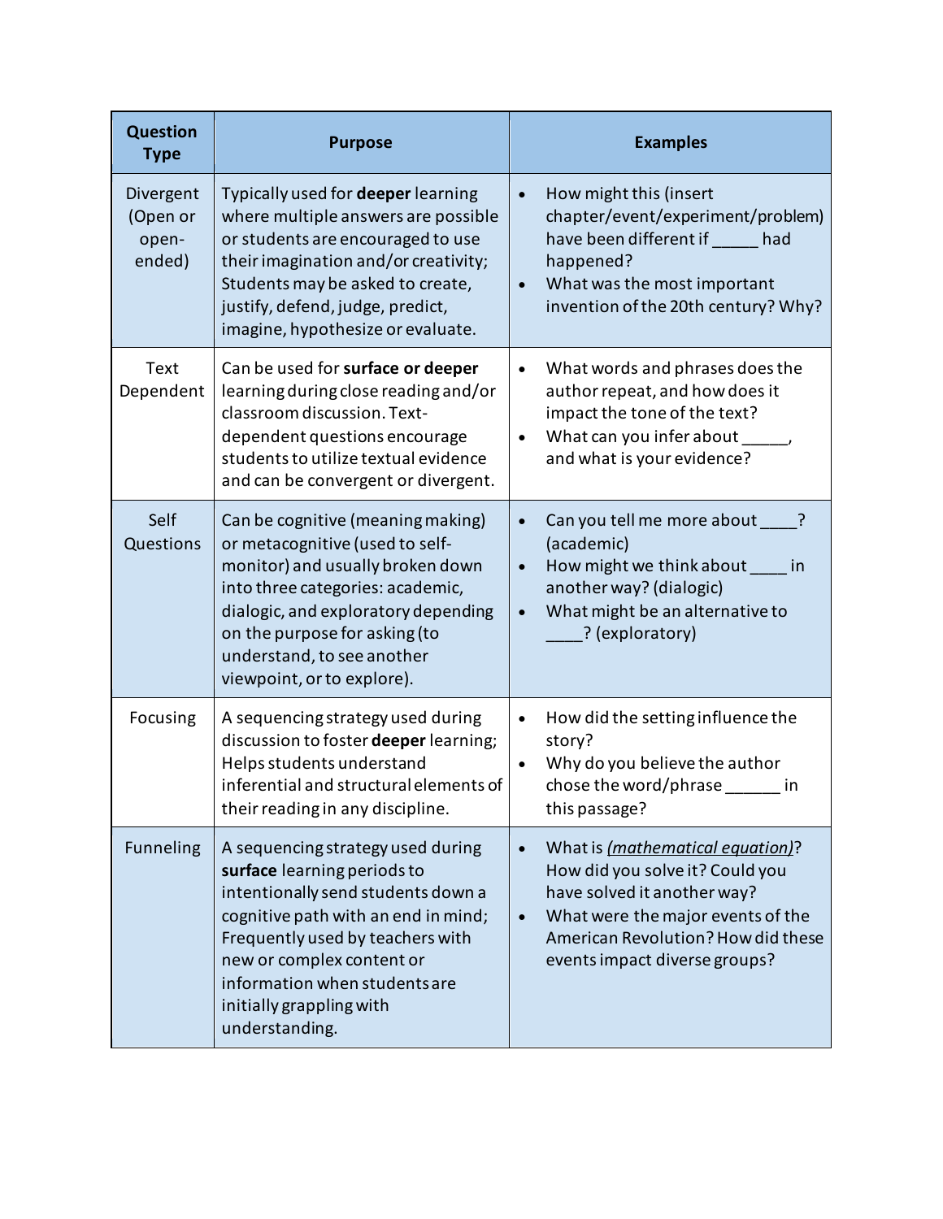| Question Type | Purpose | Examples |
|---|---|---|
| Divergent (Open or open-ended) | Typically used for **deeper** learning where multiple answers are possible or students are encouraged to use their imagination and/or creativity; Students may be asked to create, justify, defend, judge, predict, imagine, hypothesize or evaluate. | • How might this (insert chapter/event/experiment/problem) have been different if _____ had happened?<br>• What was the most important invention of the 20th century? Why? |
| Text Dependent | Can be used for **surface or deeper** learning during close reading and/or classroom discussion. Text-dependent questions encourage students to utilize textual evidence and can be convergent or divergent. | • What words and phrases does the author repeat, and how does it impact the tone of the text?<br>• What can you infer about _____, and what is your evidence? |
| Self Questions | Can be cognitive (meaning making) or metacognitive (used to self-monitor) and usually broken down into three categories: academic, dialogic, and exploratory depending on the purpose for asking (to understand, to see another viewpoint, or to explore). | • Can you tell me more about ____? (academic)<br>• How might we think about ____ in another way? (dialogic)<br>• What might be an alternative to ____? (exploratory) |
| Focusing | A sequencing strategy used during discussion to foster **deeper** learning; Helps students understand inferential and structural elements of their reading in any discipline. | • How did the setting influence the story?<br>• Why do you believe the author chose the word/phrase ______ in this passage? |
| Funneling | A sequencing strategy used during **surface** learning periods to intentionally send students down a cognitive path with an end in mind; Frequently used by teachers with new or complex content or information when students are initially grappling with understanding. | • What is *(mathematical equation)*? How did you solve it? Could you have solved it another way?<br>• What were the major events of the American Revolution? How did these events impact diverse groups? |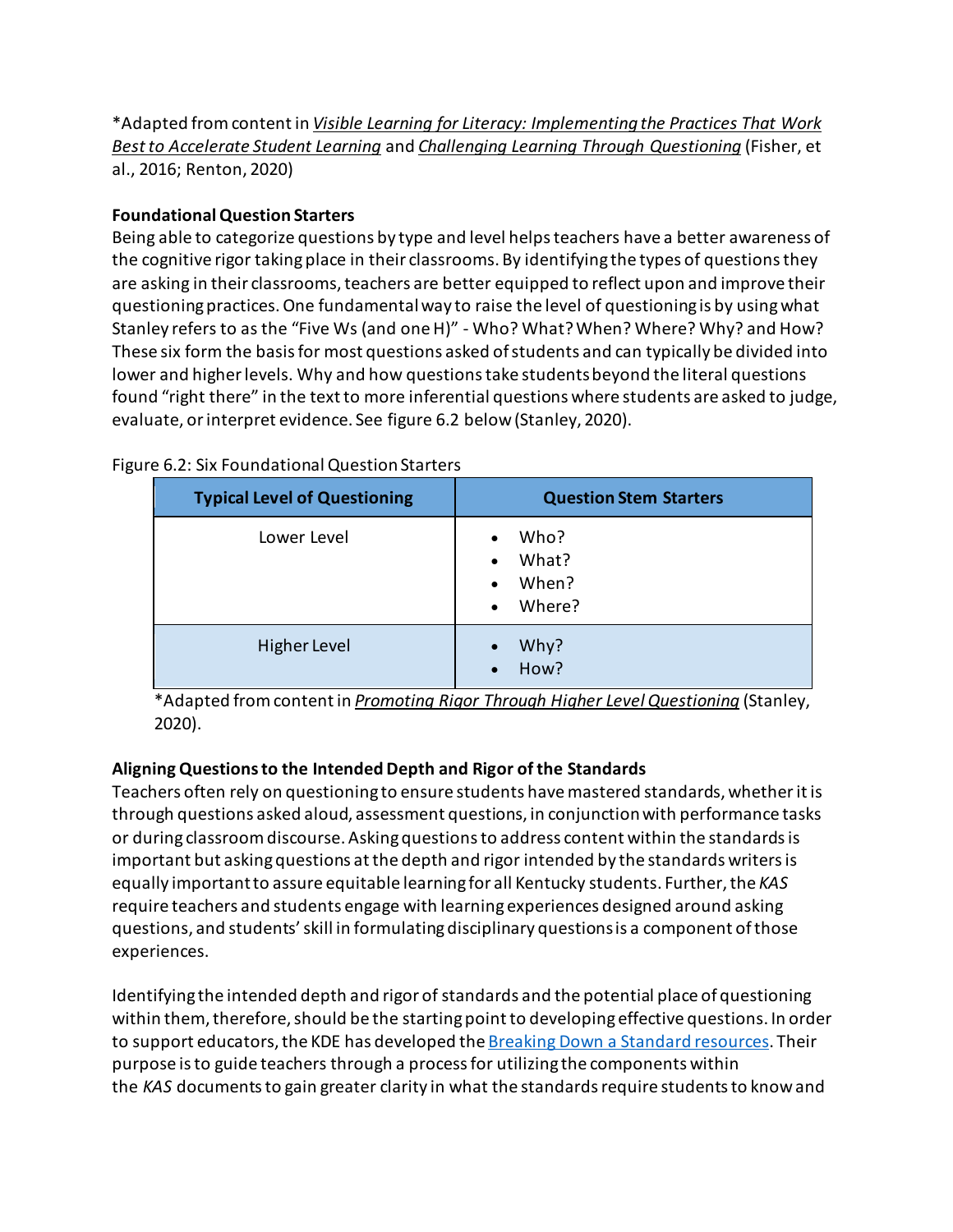*Adapted from content in *Visible Learning for Literacy: Implementing the Practices That Work Best to Accelerate Student Learning* and *Challenging Learning Through Questioning* (Fisher, et al., 2016; Renton, 2020)

**Foundational Question Starters**

Being able to categorize questions by type and level helps teachers have a better awareness of the cognitive rigor taking place in their classrooms. By identifying the types of questions they are asking in their classrooms, teachers are better equipped to reflect upon and improve their questioning practices. One fundamental way to raise the level of questioning is by using what Stanley refers to as the "Five Ws (and one H)" - Who? What? When? Where? Why? and How? These six form the basis for most questions asked of students and can typically be divided into lower and higher levels. Why and how questions take students beyond the literal questions found "right there" in the text to more inferential questions where students are asked to judge, evaluate, or interpret evidence. See figure 6.2 below (Stanley, 2020).

Figure 6.2: Six Foundational Question Starters

| Typical Level of Questioning | Question Stem Starters |
|---|---|
| Lower Level | • Who?<br>• What?<br>• When?<br>• Where? |
| Higher Level | • Why?<br>• How? |

*Adapted from content in *Promoting Rigor Through Higher Level Questioning* (Stanley, 2020).

**Aligning Questions to the Intended Depth and Rigor of the Standards**

Teachers often rely on questioning to ensure students have mastered standards, whether it is through questions asked aloud, assessment questions, in conjunction with performance tasks or during classroom discourse. Asking questions to address content within the standards is important but asking questions at the depth and rigor intended by the standards writers is equally important to assure equitable learning for all Kentucky students. Further, the *KAS* require teachers and students engage with learning experiences designed around asking questions, and students' skill in formulating disciplinary questions is a component of those experiences.

Identifying the intended depth and rigor of standards and the potential place of questioning within them, therefore, should be the starting point to developing effective questions. In order to support educators, the KDE has developed the Breaking Down a Standard resources. Their purpose is to guide teachers through a process for utilizing the components within the *KAS* documents to gain greater clarity in what the standards require students to know and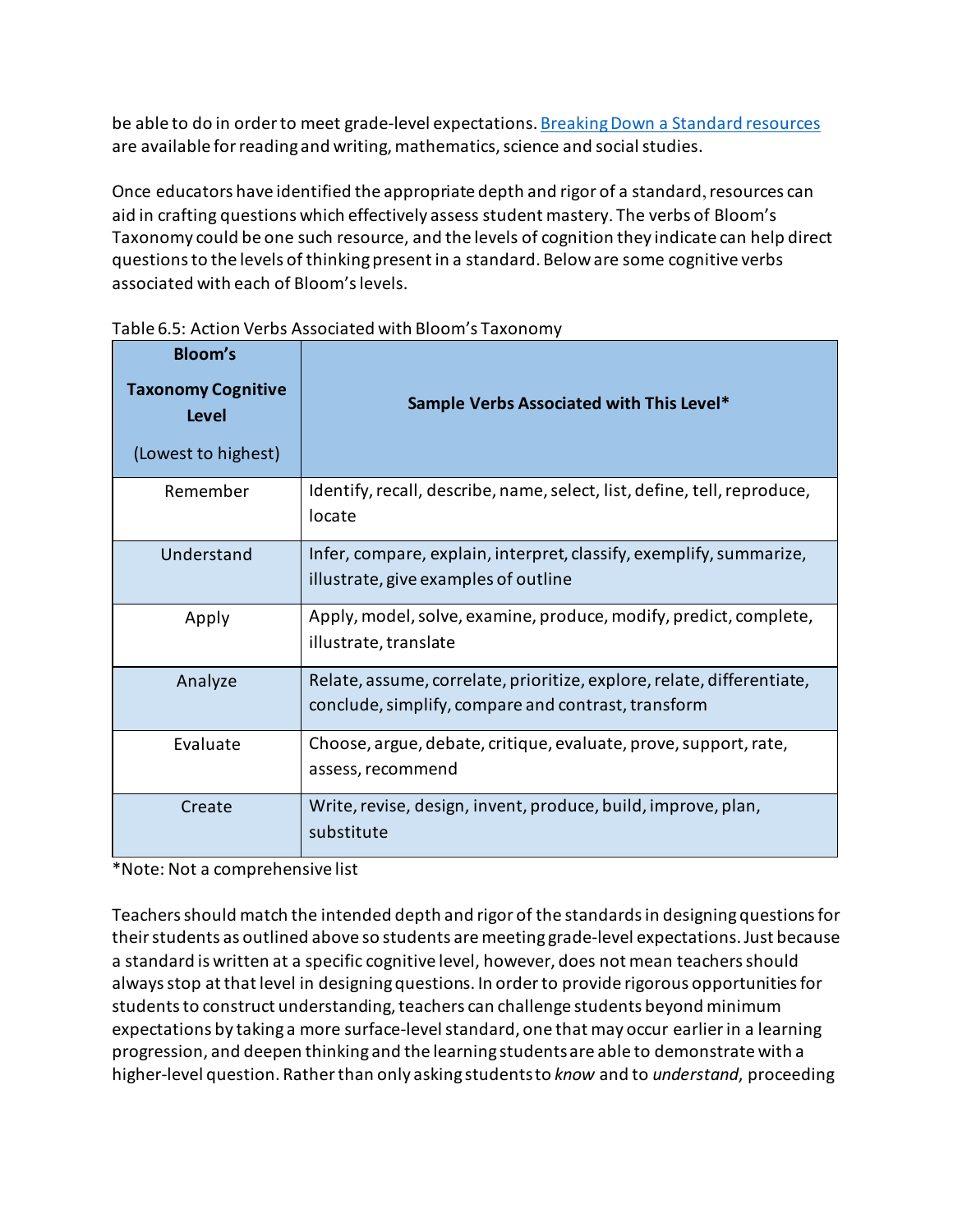be able to do in order to meet grade-level expectations. [Breaking Down a Standard resources] are available for reading and writing, mathematics, science and social studies.

Once educators have identified the appropriate depth and rigor of a standard, resources can aid in crafting questions which effectively assess student mastery. The verbs of Bloom's Taxonomy could be one such resource, and the levels of cognition they indicate can help direct questions to the levels of thinking present in a standard. Below are some cognitive verbs associated with each of Bloom's levels.

Table 6.5: Action Verbs Associated with Bloom's Taxonomy

| **Bloom's Taxonomy Cognitive Level** (Lowest to highest) | **Sample Verbs Associated with This Level*** |
|---|---|
| Remember | Identify, recall, describe, name, select, list, define, tell, reproduce, locate |
| Understand | Infer, compare, explain, interpret, classify, exemplify, summarize, illustrate, give examples of outline |
| Apply | Apply, model, solve, examine, produce, modify, predict, complete, illustrate, translate |
| Analyze | Relate, assume, correlate, prioritize, explore, relate, differentiate, conclude, simplify, compare and contrast, transform |
| Evaluate | Choose, argue, debate, critique, evaluate, prove, support, rate, assess, recommend |
| Create | Write, revise, design, invent, produce, build, improve, plan, substitute |

*Note: Not a comprehensive list

Teachers should match the intended depth and rigor of the standards in designing questions for their students as outlined above so students are meeting grade-level expectations. Just because a standard is written at a specific cognitive level, however, does not mean teachers should always stop at that level in designing questions. In order to provide rigorous opportunities for students to construct understanding, teachers can challenge students beyond minimum expectations by taking a more surface-level standard, one that may occur earlier in a learning progression, and deepen thinking and the learning students are able to demonstrate with a higher-level question. Rather than only asking students to *know* and to *understand*, proceeding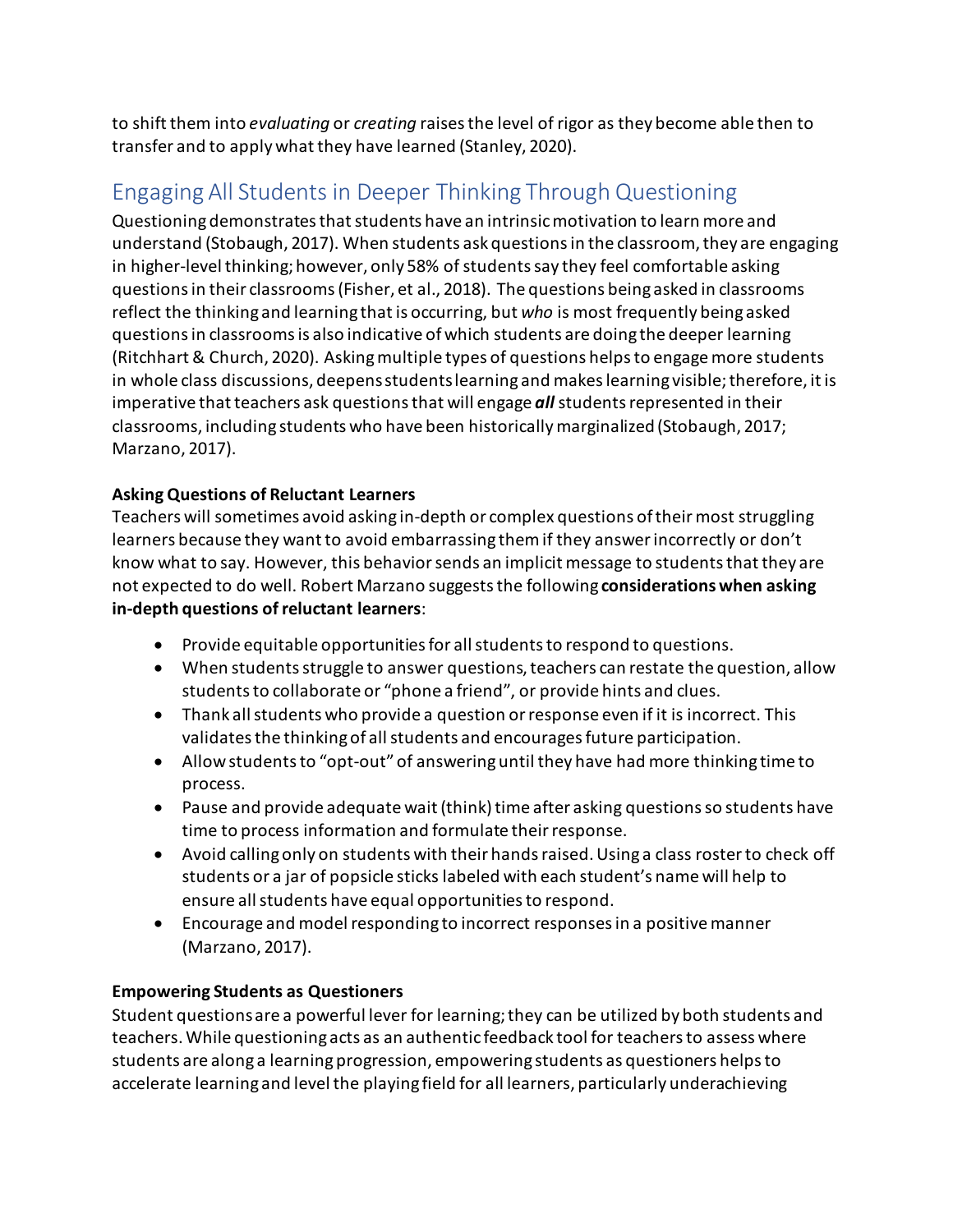to shift them into *evaluating* or *creating* raises the level of rigor as they become able then to transfer and to apply what they have learned (Stanley, 2020).

## Engaging All Students in Deeper Thinking Through Questioning

Questioning demonstrates that students have an intrinsic motivation to learn more and understand (Stobaugh, 2017). When students ask questions in the classroom, they are engaging in higher-level thinking; however, only 58% of students say they feel comfortable asking questions in their classrooms (Fisher, et al., 2018). The questions being asked in classrooms reflect the thinking and learning that is occurring, but *who* is most frequently being asked questions in classrooms is also indicative of which students are doing the deeper learning (Ritchhart & Church, 2020). Asking multiple types of questions helps to engage more students in whole class discussions, deepens students learning and makes learning visible; therefore, it is imperative that teachers ask questions that will engage ***all*** students represented in their classrooms, including students who have been historically marginalized (Stobaugh, 2017; Marzano, 2017).

**Asking Questions of Reluctant Learners**

Teachers will sometimes avoid asking in-depth or complex questions of their most struggling learners because they want to avoid embarrassing them if they answer incorrectly or don't know what to say. However, this behavior sends an implicit message to students that they are not expected to do well. Robert Marzano suggests the following **considerations when asking in-depth questions of reluctant learners**:

- Provide equitable opportunities for all students to respond to questions.
- When students struggle to answer questions, teachers can restate the question, allow students to collaborate or "phone a friend", or provide hints and clues.
- Thank all students who provide a question or response even if it is incorrect. This validates the thinking of all students and encourages future participation.
- Allow students to "opt-out" of answering until they have had more thinking time to process.
- Pause and provide adequate wait (think) time after asking questions so students have time to process information and formulate their response.
- Avoid calling only on students with their hands raised. Using a class roster to check off students or a jar of popsicle sticks labeled with each student's name will help to ensure all students have equal opportunities to respond.
- Encourage and model responding to incorrect responses in a positive manner (Marzano, 2017).

**Empowering Students as Questioners**

Student questions are a powerful lever for learning; they can be utilized by both students and teachers. While questioning acts as an authentic feedback tool for teachers to assess where students are along a learning progression, empowering students as questioners helps to accelerate learning and level the playing field for all learners, particularly underachieving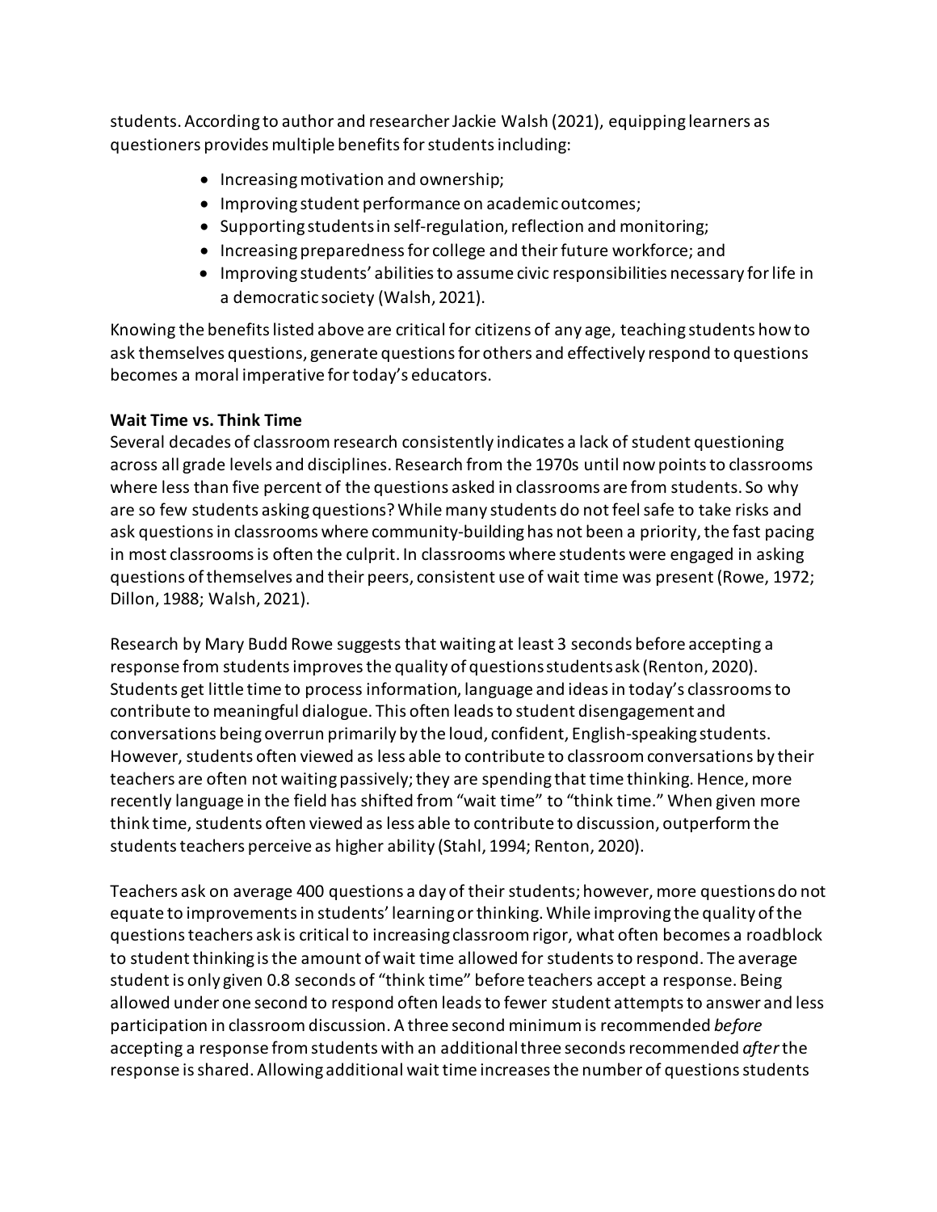students. According to author and researcher Jackie Walsh (2021), equipping learners as questioners provides multiple benefits for students including:

- Increasing motivation and ownership;
- Improving student performance on academic outcomes;
- Supporting students in self-regulation, reflection and monitoring;
- Increasing preparedness for college and their future workforce; and
- Improving students' abilities to assume civic responsibilities necessary for life in a democratic society (Walsh, 2021).

Knowing the benefits listed above are critical for citizens of any age, teaching students how to ask themselves questions, generate questions for others and effectively respond to questions becomes a moral imperative for today's educators.

**Wait Time vs. Think Time**

Several decades of classroom research consistently indicates a lack of student questioning across all grade levels and disciplines. Research from the 1970s until now points to classrooms where less than five percent of the questions asked in classrooms are from students. So why are so few students asking questions? While many students do not feel safe to take risks and ask questions in classrooms where community-building has not been a priority, the fast pacing in most classrooms is often the culprit. In classrooms where students were engaged in asking questions of themselves and their peers, consistent use of wait time was present (Rowe, 1972; Dillon, 1988; Walsh, 2021).

Research by Mary Budd Rowe suggests that waiting at least 3 seconds before accepting a response from students improves the quality of questions students ask (Renton, 2020). Students get little time to process information, language and ideas in today's classrooms to contribute to meaningful dialogue. This often leads to student disengagement and conversations being overrun primarily by the loud, confident, English-speaking students. However, students often viewed as less able to contribute to classroom conversations by their teachers are often not waiting passively; they are spending that time thinking. Hence, more recently language in the field has shifted from "wait time" to "think time." When given more think time, students often viewed as less able to contribute to discussion, outperform the students teachers perceive as higher ability (Stahl, 1994; Renton, 2020).

Teachers ask on average 400 questions a day of their students; however, more questions do not equate to improvements in students' learning or thinking. While improving the quality of the questions teachers ask is critical to increasing classroom rigor, what often becomes a roadblock to student thinking is the amount of wait time allowed for students to respond. The average student is only given 0.8 seconds of "think time" before teachers accept a response. Being allowed under one second to respond often leads to fewer student attempts to answer and less participation in classroom discussion. A three second minimum is recommended *before* accepting a response from students with an additional three seconds recommended *after* the response is shared. Allowing additional wait time increases the number of questions students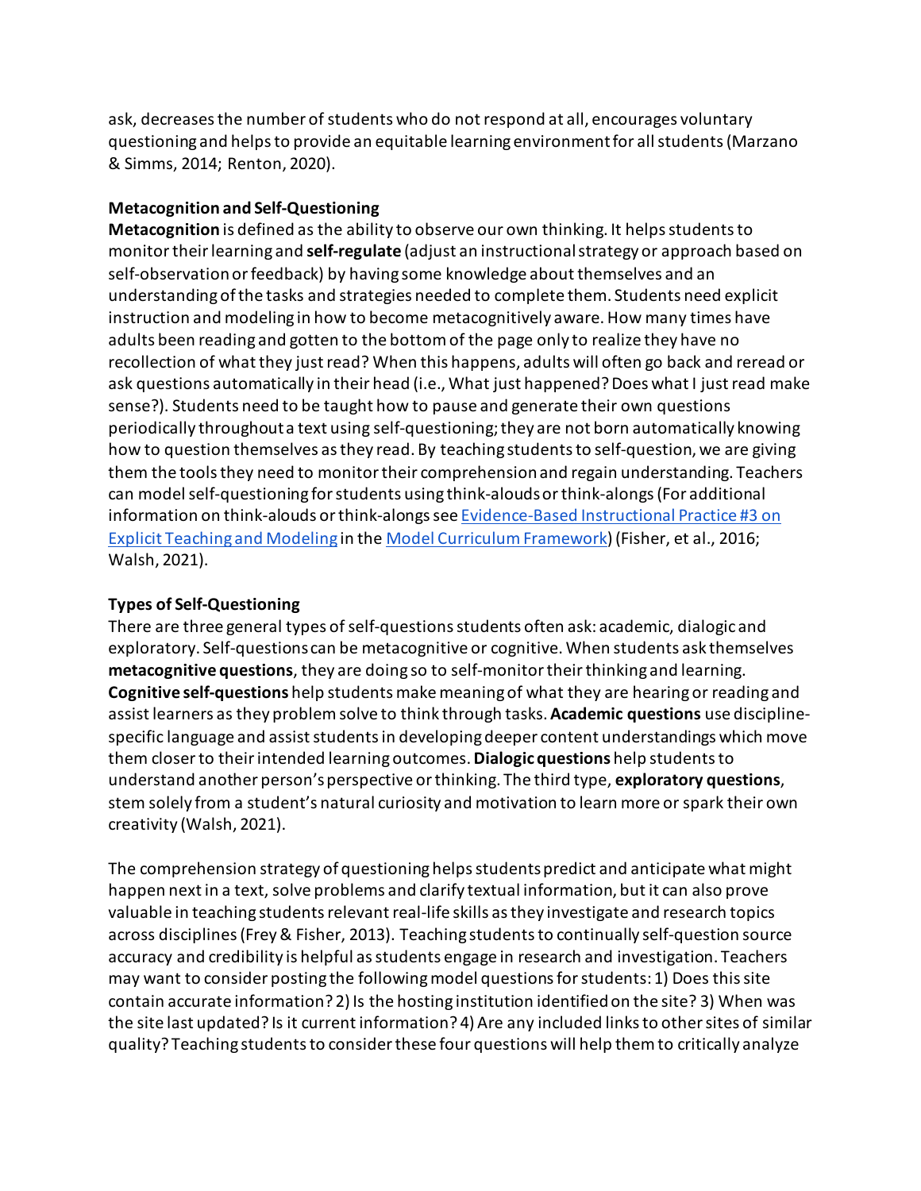ask, decreases the number of students who do not respond at all, encourages voluntary questioning and helps to provide an equitable learning environment for all students (Marzano & Simms, 2014; Renton, 2020).

**Metacognition and Self-Questioning**

**Metacognition** is defined as the ability to observe our own thinking. It helps students to monitor their learning and **self-regulate** (adjust an instructional strategy or approach based on self-observation or feedback) by having some knowledge about themselves and an understanding of the tasks and strategies needed to complete them. Students need explicit instruction and modeling in how to become metacognitively aware. How many times have adults been reading and gotten to the bottom of the page only to realize they have no recollection of what they just read? When this happens, adults will often go back and reread or ask questions automatically in their head (i.e., What just happened? Does what I just read make sense?). Students need to be taught how to pause and generate their own questions periodically throughout a text using self-questioning; they are not born automatically knowing how to question themselves as they read. By teaching students to self-question, we are giving them the tools they need to monitor their comprehension and regain understanding. Teachers can model self-questioning for students using think-alouds or think-alongs (For additional information on think-alouds or think-alongs see [Evidence-Based Instructional Practice #3 on Explicit Teaching and Modeling]() in the [Model Curriculum Framework]()) (Fisher, et al., 2016; Walsh, 2021).

**Types of Self-Questioning**

There are three general types of self-questions students often ask: academic, dialogic and exploratory. Self-questions can be metacognitive or cognitive. When students ask themselves **metacognitive questions**, they are doing so to self-monitor their thinking and learning. **Cognitive self-questions** help students make meaning of what they are hearing or reading and assist learners as they problem solve to think through tasks. **Academic questions** use discipline-specific language and assist students in developing deeper content understandings which move them closer to their intended learning outcomes. **Dialogic questions** help students to understand another person's perspective or thinking. The third type, **exploratory questions**, stem solely from a student's natural curiosity and motivation to learn more or spark their own creativity (Walsh, 2021).

The comprehension strategy of questioning helps students predict and anticipate what might happen next in a text, solve problems and clarify textual information, but it can also prove valuable in teaching students relevant real-life skills as they investigate and research topics across disciplines (Frey & Fisher, 2013). Teaching students to continually self-question source accuracy and credibility is helpful as students engage in research and investigation. Teachers may want to consider posting the following model questions for students: 1) Does this site contain accurate information? 2) Is the hosting institution identified on the site? 3) When was the site last updated? Is it current information? 4) Are any included links to other sites of similar quality? Teaching students to consider these four questions will help them to critically analyze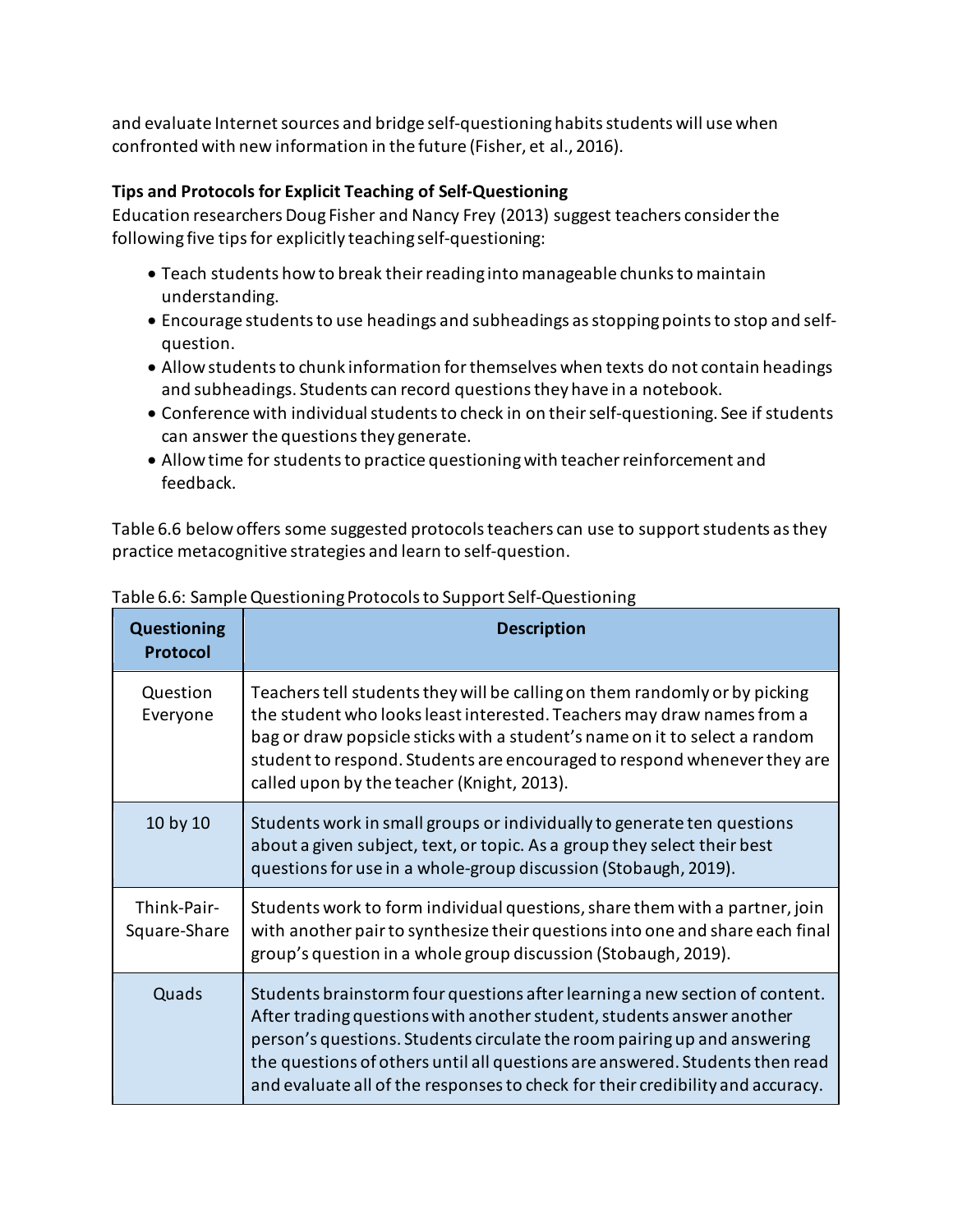and evaluate Internet sources and bridge self-questioning habits students will use when confronted with new information in the future (Fisher, et al., 2016).

### Tips and Protocols for Explicit Teaching of Self-Questioning

Education researchers Doug Fisher and Nancy Frey (2013) suggest teachers consider the following five tips for explicitly teaching self-questioning:

- Teach students how to break their reading into manageable chunks to maintain understanding.
- Encourage students to use headings and subheadings as stopping points to stop and self-question.
- Allow students to chunk information for themselves when texts do not contain headings and subheadings. Students can record questions they have in a notebook.
- Conference with individual students to check in on their self-questioning. See if students can answer the questions they generate.
- Allow time for students to practice questioning with teacher reinforcement and feedback.

Table 6.6 below offers some suggested protocols teachers can use to support students as they practice metacognitive strategies and learn to self-question.

Table 6.6: Sample Questioning Protocols to Support Self-Questioning

| Questioning Protocol | Description |
|---|---|
| Question Everyone | Teachers tell students they will be calling on them randomly or by picking the student who looks least interested. Teachers may draw names from a bag or draw popsicle sticks with a student's name on it to select a random student to respond. Students are encouraged to respond whenever they are called upon by the teacher (Knight, 2013). |
| 10 by 10 | Students work in small groups or individually to generate ten questions about a given subject, text, or topic. As a group they select their best questions for use in a whole-group discussion (Stobaugh, 2019). |
| Think-Pair-Square-Share | Students work to form individual questions, share them with a partner, join with another pair to synthesize their questions into one and share each final group's question in a whole group discussion (Stobaugh, 2019). |
| Quads | Students brainstorm four questions after learning a new section of content. After trading questions with another student, students answer another person's questions. Students circulate the room pairing up and answering the questions of others until all questions are answered. Students then read and evaluate all of the responses to check for their credibility and accuracy. |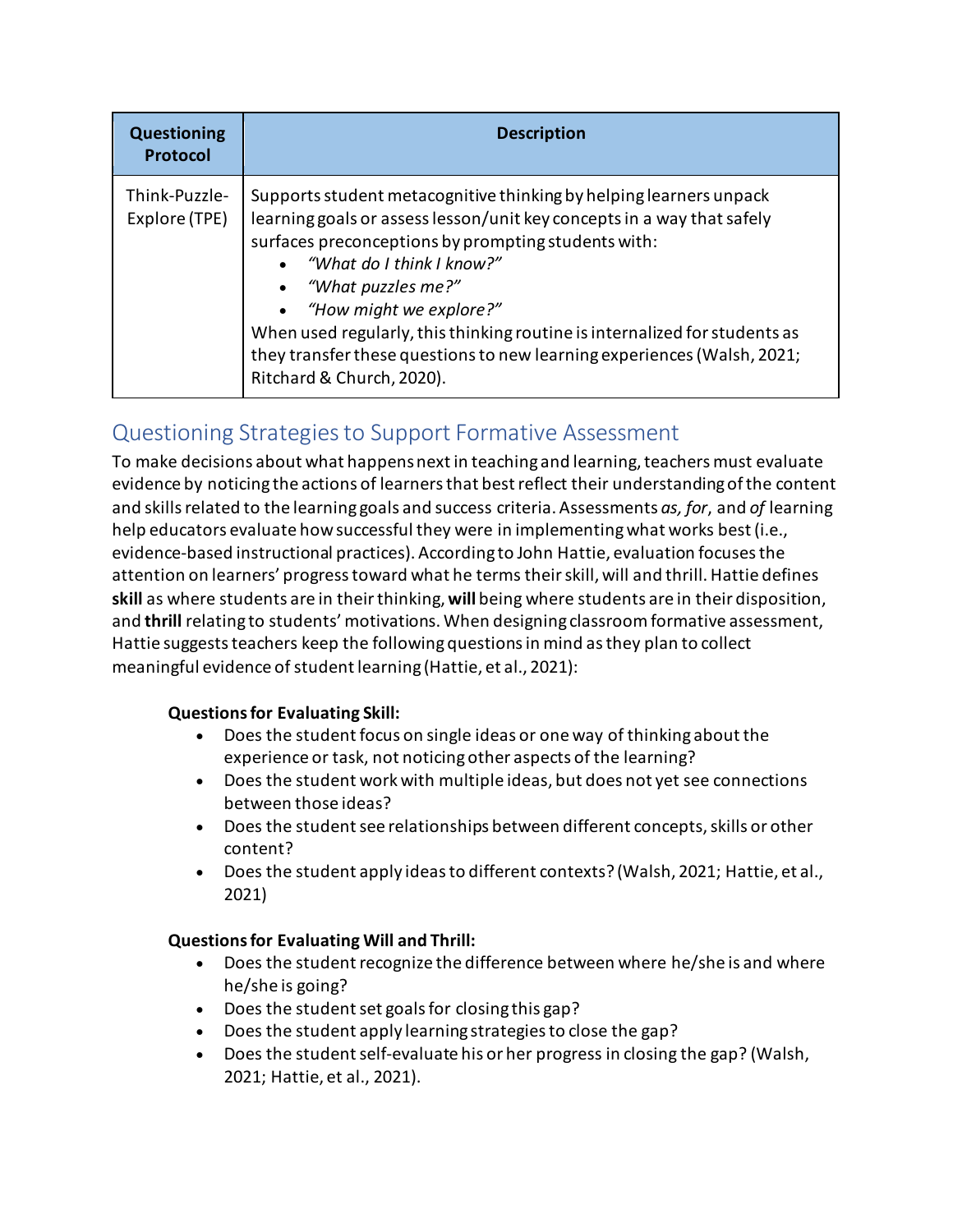| Questioning Protocol | Description |
| --- | --- |
| Think-Puzzle-Explore (TPE) | Supports student metacognitive thinking by helping learners unpack learning goals or assess lesson/unit key concepts in a way that safely surfaces preconceptions by prompting students with: <br>• *"What do I think I know?"* <br>• *"What puzzles me?"* <br>• *"How might we explore?"* <br>When used regularly, this thinking routine is internalized for students as they transfer these questions to new learning experiences (Walsh, 2021; Ritchard & Church, 2020). |

## Questioning Strategies to Support Formative Assessment

To make decisions about what happens next in teaching and learning, teachers must evaluate evidence by noticing the actions of learners that best reflect their understanding of the content and skills related to the learning goals and success criteria. Assessments *as, for*, and *of* learning help educators evaluate how successful they were in implementing what works best (i.e., evidence-based instructional practices). According to John Hattie, evaluation focuses the attention on learners' progress toward what he terms their skill, will and thrill. Hattie defines **skill** as where students are in their thinking, **will** being where students are in their disposition, and **thrill** relating to students' motivations. When designing classroom formative assessment, Hattie suggests teachers keep the following questions in mind as they plan to collect meaningful evidence of student learning (Hattie, et al., 2021):

**Questions for Evaluating Skill:**

- Does the student focus on single ideas or one way of thinking about the experience or task, not noticing other aspects of the learning?
- Does the student work with multiple ideas, but does not yet see connections between those ideas?
- Does the student see relationships between different concepts, skills or other content?
- Does the student apply ideas to different contexts? (Walsh, 2021; Hattie, et al., 2021)

**Questions for Evaluating Will and Thrill:**

- Does the student recognize the difference between where he/she is and where he/she is going?
- Does the student set goals for closing this gap?
- Does the student apply learning strategies to close the gap?
- Does the student self-evaluate his or her progress in closing the gap? (Walsh, 2021; Hattie, et al., 2021).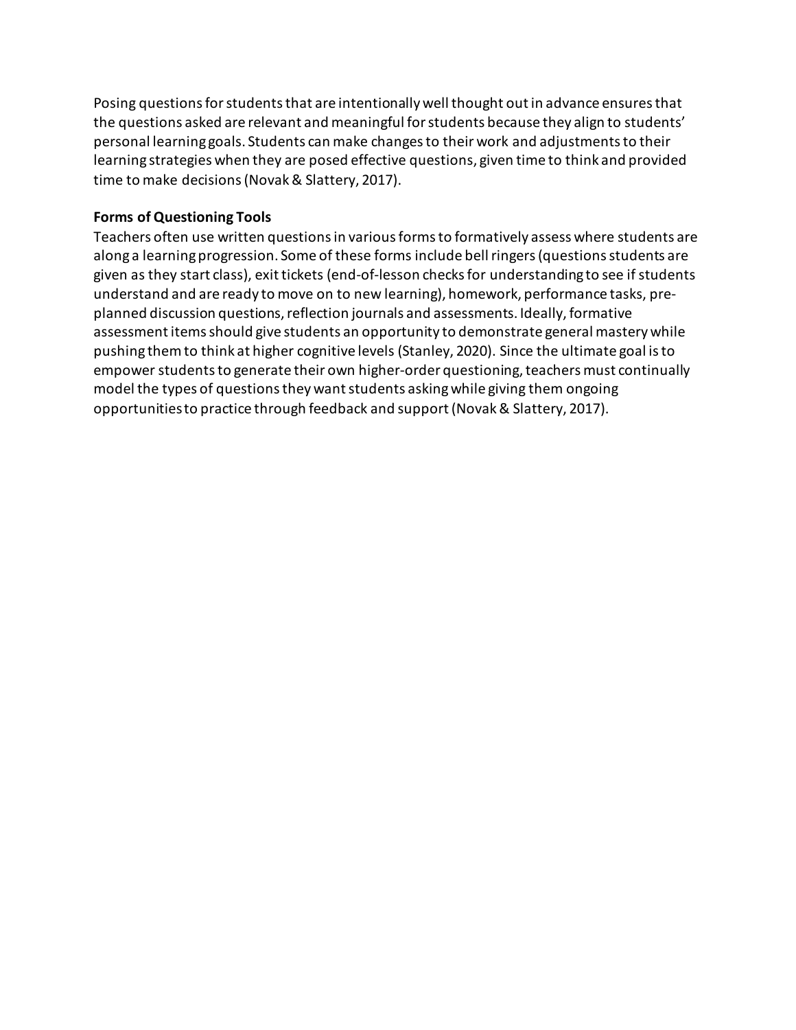Posing questions for students that are intentionally well thought out in advance ensures that the questions asked are relevant and meaningful for students because they align to students' personal learning goals. Students can make changes to their work and adjustments to their learning strategies when they are posed effective questions, given time to think and provided time to make decisions (Novak & Slattery, 2017).

**Forms of Questioning Tools**

Teachers often use written questions in various forms to formatively assess where students are along a learning progression. Some of these forms include bell ringers (questions students are given as they start class), exit tickets (end-of-lesson checks for understanding to see if students understand and are ready to move on to new learning), homework, performance tasks, pre-planned discussion questions, reflection journals and assessments. Ideally, formative assessment items should give students an opportunity to demonstrate general mastery while pushing them to think at higher cognitive levels (Stanley, 2020). Since the ultimate goal is to empower students to generate their own higher-order questioning, teachers must continually model the types of questions they want students asking while giving them ongoing opportunities to practice through feedback and support (Novak & Slattery, 2017).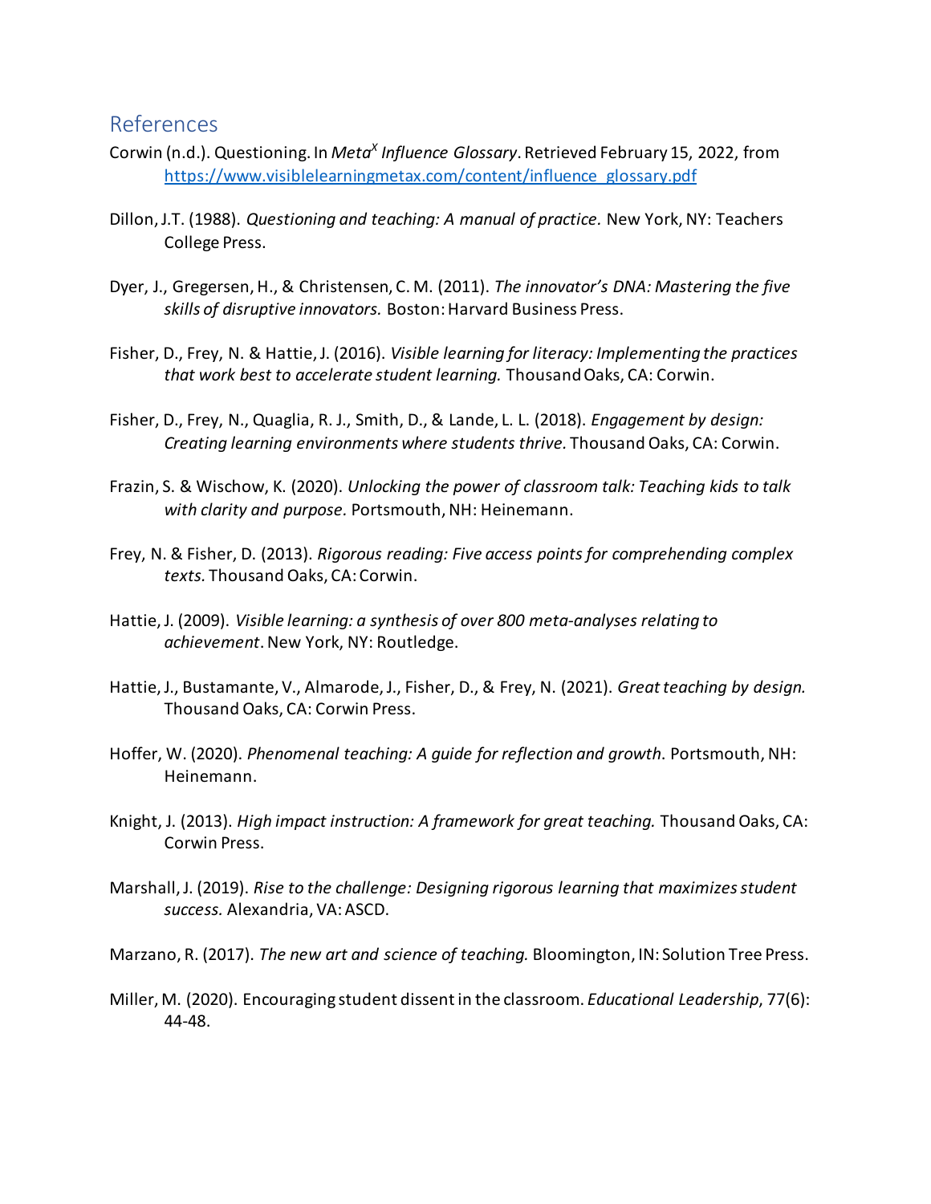## References

Corwin (n.d.). Questioning. In *Meta$^X$ Influence Glossary*. Retrieved February 15, 2022, from [https://www.visiblelearningmetax.com/content/influence_glossary.pdf](https://www.visiblelearningmetax.com/content/influence_glossary.pdf)

Dillon, J.T. (1988). *Questioning and teaching: A manual of practice.* New York, NY: Teachers College Press.

Dyer, J., Gregersen, H., & Christensen, C. M. (2011). *The innovator's DNA: Mastering the five skills of disruptive innovators.* Boston: Harvard Business Press.

Fisher, D., Frey, N. & Hattie, J. (2016). *Visible learning for literacy: Implementing the practices that work best to accelerate student learning.* Thousand Oaks, CA: Corwin.

Fisher, D., Frey, N., Quaglia, R. J., Smith, D., & Lande, L. L. (2018). *Engagement by design: Creating learning environments where students thrive.* Thousand Oaks, CA: Corwin.

Frazin, S. & Wischow, K. (2020). *Unlocking the power of classroom talk: Teaching kids to talk with clarity and purpose.* Portsmouth, NH: Heinemann.

Frey, N. & Fisher, D. (2013). *Rigorous reading: Five access points for comprehending complex texts.* Thousand Oaks, CA: Corwin.

Hattie, J. (2009). *Visible learning: a synthesis of over 800 meta-analyses relating to achievement*. New York, NY: Routledge.

Hattie, J., Bustamante, V., Almarode, J., Fisher, D., & Frey, N. (2021). *Great teaching by design.* Thousand Oaks, CA: Corwin Press.

Hoffer, W. (2020). *Phenomenal teaching: A guide for reflection and growth*. Portsmouth, NH: Heinemann.

Knight, J. (2013). *High impact instruction: A framework for great teaching.* Thousand Oaks, CA: Corwin Press.

Marshall, J. (2019). *Rise to the challenge: Designing rigorous learning that maximizes student success.* Alexandria, VA: ASCD.

Marzano, R. (2017). *The new art and science of teaching.* Bloomington, IN: Solution Tree Press.

Miller, M. (2020). Encouraging student dissent in the classroom. *Educational Leadership*, 77(6): 44-48.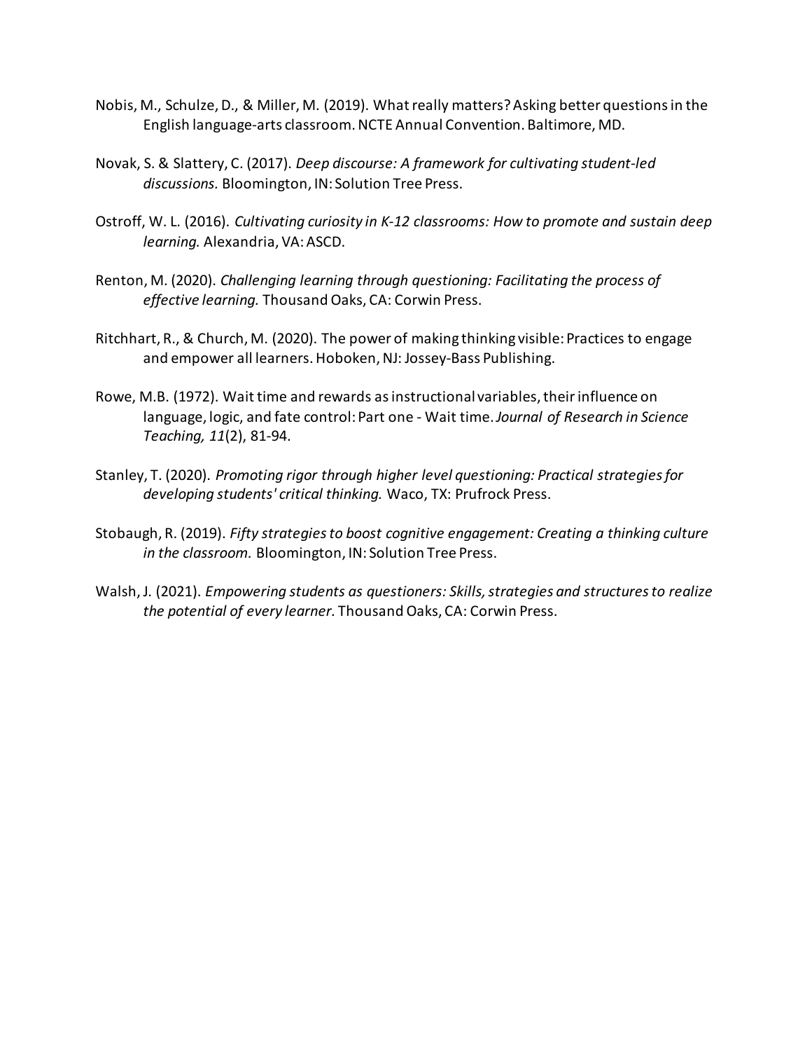Nobis, M., Schulze, D., & Miller, M. (2019). What really matters? Asking better questions in the English language-arts classroom. NCTE Annual Convention. Baltimore, MD.

Novak, S. & Slattery, C. (2017). *Deep discourse: A framework for cultivating student-led discussions.* Bloomington, IN: Solution Tree Press.

Ostroff, W. L. (2016). *Cultivating curiosity in K-12 classrooms: How to promote and sustain deep learning.* Alexandria, VA: ASCD.

Renton, M. (2020). *Challenging learning through questioning: Facilitating the process of effective learning.* Thousand Oaks, CA: Corwin Press.

Ritchhart, R., & Church, M. (2020). The power of making thinking visible: Practices to engage and empower all learners. Hoboken, NJ: Jossey-Bass Publishing.

Rowe, M.B. (1972). Wait time and rewards as instructional variables, their influence on language, logic, and fate control: Part one - Wait time. *Journal of Research in Science Teaching, 11*(2), 81-94.

Stanley, T. (2020). *Promoting rigor through higher level questioning: Practical strategies for developing students' critical thinking.* Waco, TX: Prufrock Press.

Stobaugh, R. (2019). *Fifty strategies to boost cognitive engagement: Creating a thinking culture in the classroom.* Bloomington, IN: Solution Tree Press.

Walsh, J. (2021). *Empowering students as questioners: Skills, strategies and structures to realize the potential of every learner.* Thousand Oaks, CA: Corwin Press.